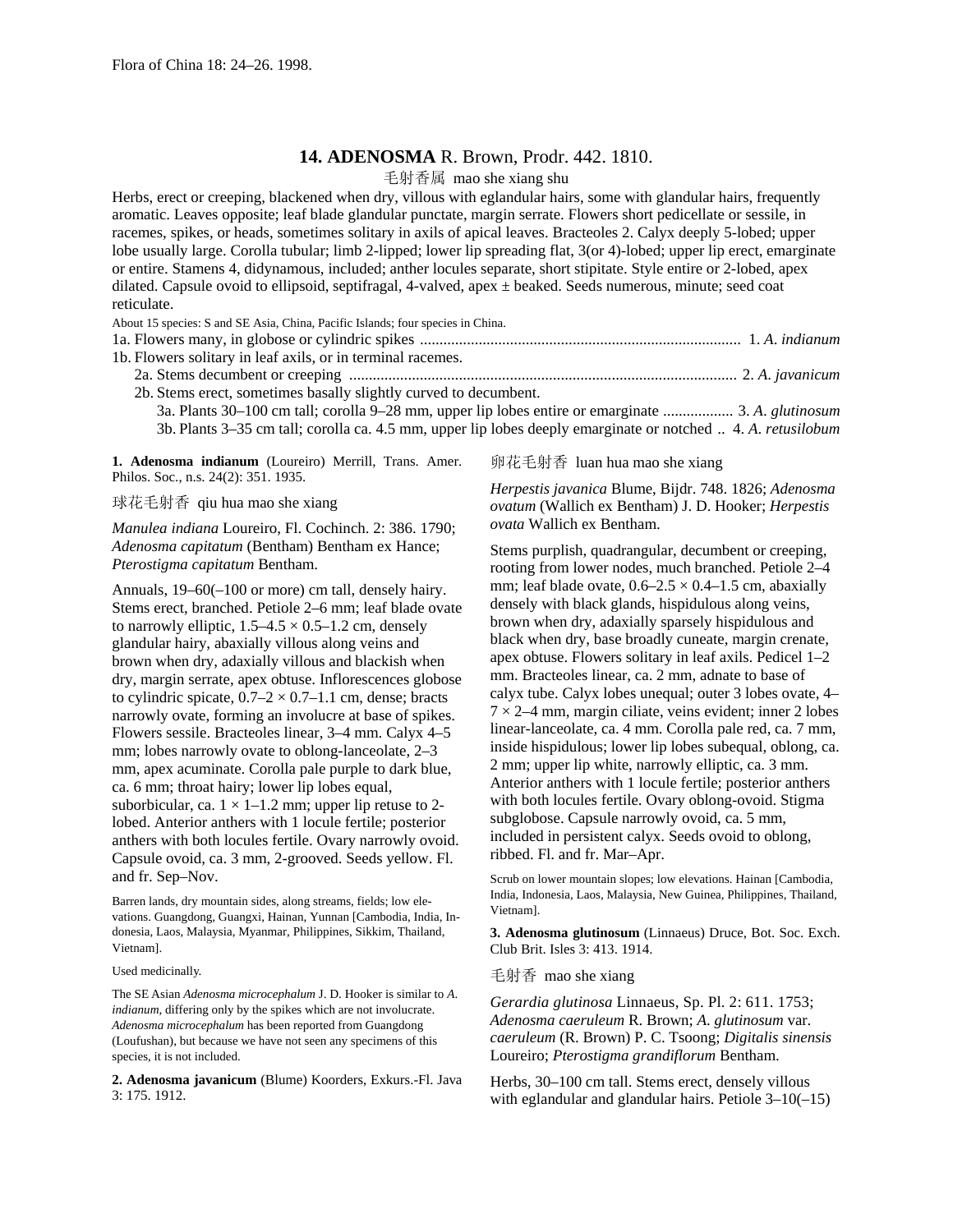Flora of China 18: 24–26. 1998.

## 14. ADENOSMA R. Brown, Prodr. 442. 1810.

毛射香属 mao she xiang shu

Herbs, erect or creeping, blackened when dry, villous with eglandular hairs, some with glandular hairs, frequently aromatic. Leaves opposite; leaf blade glandular punctate, margin serrate. Flowers short pedicellate or sessile, in racemes, spikes, or heads, sometimes solitary in axils of apical leaves. Bracteoles 2. Calyx deeply 5-lobed; upper lobe usually large. Corolla tubular; limb 2-lipped; lower lip spreading flat, 3(or 4)-lobed; upper lip erect, emarginate or entire. Stamens 4, didynamous, included; anther locules separate, short stipitate. Style entire or 2-lobed, apex dilated. Capsule ovoid to ellipsoid, septifragal, 4-valved, apex ± beaked. Seeds numerous, minute; seed coat reticulate.

About 15 species: S and SE Asia, China, Pacific Islands; four species in China.

1a. Flowers many, in globose or cylindric spikes .................................................................................. 1. *A. indianum*
1b. Flowers solitary in leaf axils, or in terminal racemes.
  2a. Stems decumbent or creeping .................................................................................................. 2. *A. javanicum*
  2b. Stems erect, sometimes basally slightly curved to decumbent.
    3a. Plants 30–100 cm tall; corolla 9–28 mm, upper lip lobes entire or emarginate .................. 3. *A. glutinosum*
    3b. Plants 3–35 cm tall; corolla ca. 4.5 mm, upper lip lobes deeply emarginate or notched .. 4. *A. retusilobum*

**1. Adenosma indianum** (Loureiro) Merrill, Trans. Amer. Philos. Soc., n.s. 24(2): 351. 1935.

球花毛射香 qiu hua mao she xiang

*Manulea indiana* Loureiro, Fl. Cochinch. 2: 386. 1790; *Adenosma capitatum* (Bentham) Bentham ex Hance; *Pterostigma capitatum* Bentham.

Annuals, 19–60(–100 or more) cm tall, densely hairy. Stems erect, branched. Petiole 2–6 mm; leaf blade ovate to narrowly elliptic, 1.5–4.5 × 0.5–1.2 cm, densely glandular hairy, abaxially villous along veins and brown when dry, adaxially villous and blackish when dry, margin serrate, apex obtuse. Inflorescences globose to cylindric spicate, 0.7–2 × 0.7–1.1 cm, dense; bracts narrowly ovate, forming an involucre at base of spikes. Flowers sessile. Bracteoles linear, 3–4 mm. Calyx 4–5 mm; lobes narrowly ovate to oblong-lanceolate, 2–3 mm, apex acuminate. Corolla pale purple to dark blue, ca. 6 mm; throat hairy; lower lip lobes equal, suborbicular, ca. 1 × 1–1.2 mm; upper lip retuse to 2-lobed. Anterior anthers with 1 locule fertile; posterior anthers with both locules fertile. Ovary narrowly ovoid. Capsule ovoid, ca. 3 mm, 2-grooved. Seeds yellow. Fl. and fr. Sep–Nov.

Barren lands, dry mountain sides, along streams, fields; low elevations. Guangdong, Guangxi, Hainan, Yunnan [Cambodia, India, Indonesia, Laos, Malaysia, Myanmar, Philippines, Sikkim, Thailand, Vietnam].

Used medicinally.

The SE Asian *Adenosma microcephalum* J. D. Hooker is similar to *A. indianum*, differing only by the spikes which are not involucrate. *Adenosma microcephalum* has been reported from Guangdong (Loufushan), but because we have not seen any specimens of this species, it is not included.

**2. Adenosma javanicum** (Blume) Koorders, Exkurs.-Fl. Java 3: 175. 1912.

卵花毛射香 luan hua mao she xiang

*Herpestis javanica* Blume, Bijdr. 748. 1826; *Adenosma ovatum* (Wallich ex Bentham) J. D. Hooker; *Herpestis ovata* Wallich ex Bentham.

Stems purplish, quadrangular, decumbent or creeping, rooting from lower nodes, much branched. Petiole 2–4 mm; leaf blade ovate, 0.6–2.5 × 0.4–1.5 cm, abaxially densely with black glands, hispidulous along veins, brown when dry, adaxially sparsely hispidulous and black when dry, base broadly cuneate, margin crenate, apex obtuse. Flowers solitary in leaf axils. Pedicel 1–2 mm. Bracteoles linear, ca. 2 mm, adnate to base of calyx tube. Calyx lobes unequal; outer 3 lobes ovate, 4–7 × 2–4 mm, margin ciliate, veins evident; inner 2 lobes linear-lanceolate, ca. 4 mm. Corolla pale red, ca. 7 mm, inside hispidulous; lower lip lobes subequal, oblong, ca. 2 mm; upper lip white, narrowly elliptic, ca. 3 mm. Anterior anthers with 1 locule fertile; posterior anthers with both locules fertile. Ovary oblong-ovoid. Stigma subglobose. Capsule narrowly ovoid, ca. 5 mm, included in persistent calyx. Seeds ovoid to oblong, ribbed. Fl. and fr. Mar–Apr.

Scrub on lower mountain slopes; low elevations. Hainan [Cambodia, India, Indonesia, Laos, Malaysia, New Guinea, Philippines, Thailand, Vietnam].

**3. Adenosma glutinosum** (Linnaeus) Druce, Bot. Soc. Exch. Club Brit. Isles 3: 413. 1914.

毛射香 mao she xiang

*Gerardia glutinosa* Linnaeus, Sp. Pl. 2: 611. 1753; *Adenosma caeruleum* R. Brown; *A. glutinosum* var. *caeruleum* (R. Brown) P. C. Tsoong; *Digitalis sinensis* Loureiro; *Pterostigma grandiflorum* Bentham.

Herbs, 30–100 cm tall. Stems erect, densely villous with eglandular and glandular hairs. Petiole 3–10(–15)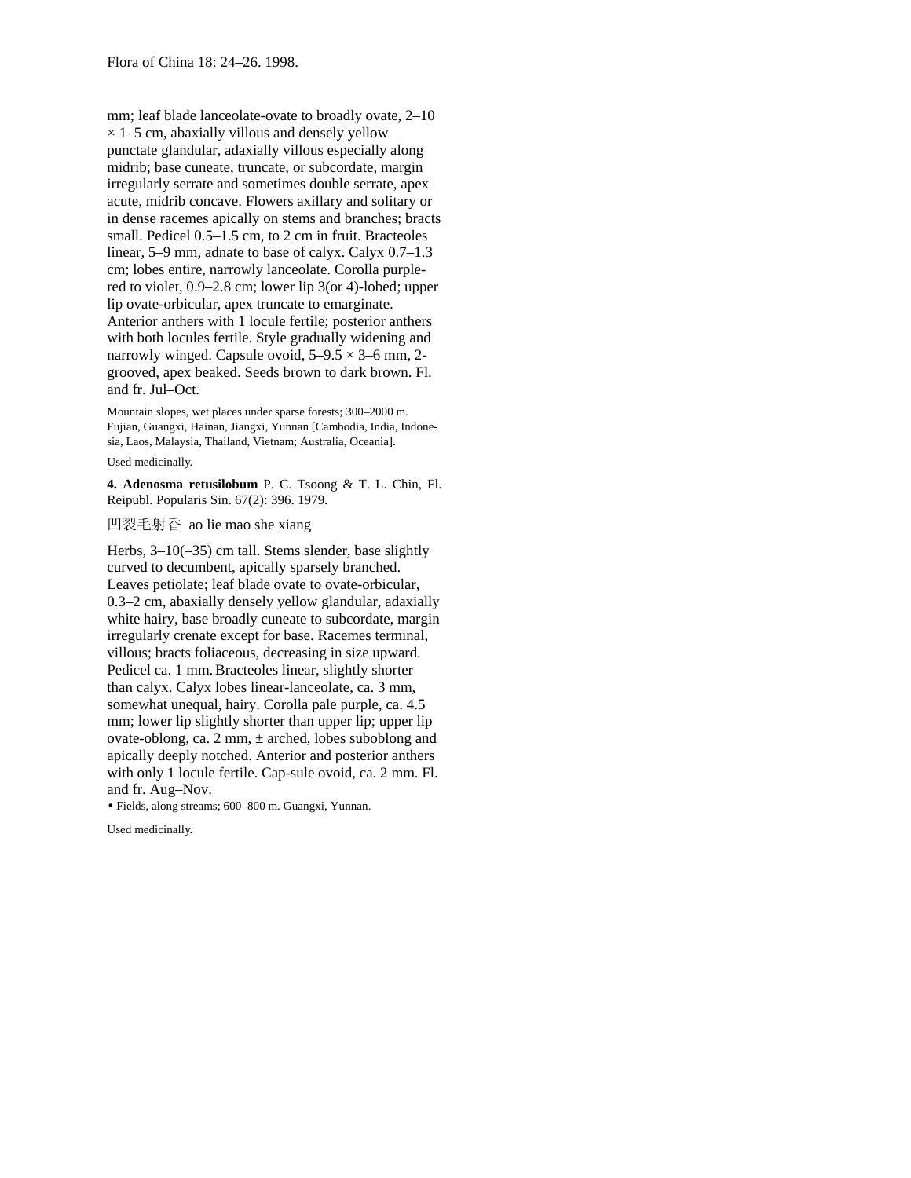mm; leaf blade lanceolate-ovate to broadly ovate, 2–10 × 1–5 cm, abaxially villous and densely yellow punctate glandular, adaxially villous especially along midrib; base cuneate, truncate, or subcordate, margin irregularly serrate and sometimes double serrate, apex acute, midrib concave. Flowers axillary and solitary or in dense racemes apically on stems and branches; bracts small. Pedicel 0.5–1.5 cm, to 2 cm in fruit. Bracteoles linear, 5–9 mm, adnate to base of calyx. Calyx 0.7–1.3 cm; lobes entire, narrowly lanceolate. Corolla purple-red to violet, 0.9–2.8 cm; lower lip 3(or 4)-lobed; upper lip ovate-orbicular, apex truncate to emarginate. Anterior anthers with 1 locule fertile; posterior anthers with both locules fertile. Style gradually widening and narrowly winged. Capsule ovoid, 5–9.5 × 3–6 mm, 2-grooved, apex beaked. Seeds brown to dark brown. Fl. and fr. Jul–Oct.

Mountain slopes, wet places under sparse forests; 300–2000 m. Fujian, Guangxi, Hainan, Jiangxi, Yunnan [Cambodia, India, Indonesia, Laos, Malaysia, Thailand, Vietnam; Australia, Oceania].

Used medicinally.

**4. Adenosma retusilobum** P. C. Tsoong & T. L. Chin, Fl. Reipubl. Popularis Sin. 67(2): 396. 1979.

凹裂毛射香 ao lie mao she xiang

Herbs, 3–10(–35) cm tall. Stems slender, base slightly curved to decumbent, apically sparsely branched. Leaves petiolate; leaf blade ovate to ovate-orbicular, 0.3–2 cm, abaxially densely yellow glandular, adaxially white hairy, base broadly cuneate to subcordate, margin irregularly crenate except for base. Racemes terminal, villous; bracts foliaceous, decreasing in size upward. Pedicel ca. 1 mm. Bracteoles linear, slightly shorter than calyx. Calyx lobes linear-lanceolate, ca. 3 mm, somewhat unequal, hairy. Corolla pale purple, ca. 4.5 mm; lower lip slightly shorter than upper lip; upper lip ovate-oblong, ca. 2 mm, ± arched, lobes suboblong and apically deeply notched. Anterior and posterior anthers with only 1 locule fertile. Cap-sule ovoid, ca. 2 mm. Fl. and fr. Aug–Nov.

• Fields, along streams; 600–800 m. Guangxi, Yunnan.

Used medicinally.